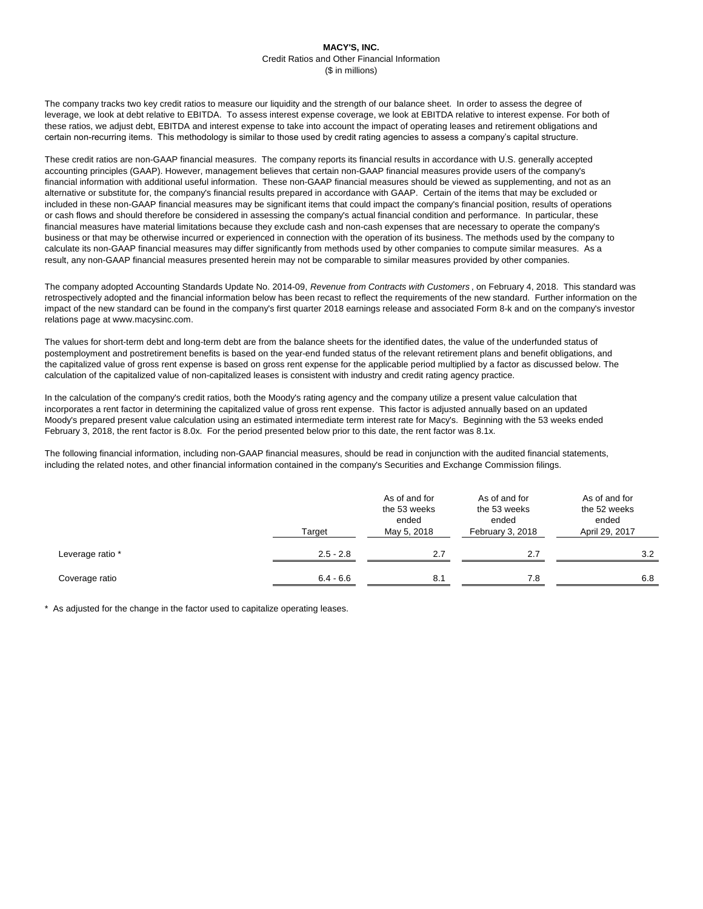**MACY'S, INC.**

Credit Ratios and Other Financial Information

($ in millions)

The company tracks two key credit ratios to measure our liquidity and the strength of our balance sheet. In order to assess the degree of leverage, we look at debt relative to EBITDA. To assess interest expense coverage, we look at EBITDA relative to interest expense. For both of these ratios, we adjust debt, EBITDA and interest expense to take into account the impact of operating leases and retirement obligations and certain non-recurring items. This methodology is similar to those used by credit rating agencies to assess a company's capital structure.

These credit ratios are non-GAAP financial measures. The company reports its financial results in accordance with U.S. generally accepted accounting principles (GAAP). However, management believes that certain non-GAAP financial measures provide users of the company's financial information with additional useful information. These non-GAAP financial measures should be viewed as supplementing, and not as an alternative or substitute for, the company's financial results prepared in accordance with GAAP. Certain of the items that may be excluded or included in these non-GAAP financial measures may be significant items that could impact the company's financial position, results of operations or cash flows and should therefore be considered in assessing the company's actual financial condition and performance. In particular, these financial measures have material limitations because they exclude cash and non-cash expenses that are necessary to operate the company's business or that may be otherwise incurred or experienced in connection with the operation of its business. The methods used by the company to calculate its non-GAAP financial measures may differ significantly from methods used by other companies to compute similar measures. As a result, any non-GAAP financial measures presented herein may not be comparable to similar measures provided by other companies.

The company adopted Accounting Standards Update No. 2014-09, *Revenue from Contracts with Customers* , on February 4, 2018. This standard was retrospectively adopted and the financial information below has been recast to reflect the requirements of the new standard. Further information on the impact of the new standard can be found in the company's first quarter 2018 earnings release and associated Form 8-k and on the company's investor relations page at www.macysinc.com.

The values for short-term debt and long-term debt are from the balance sheets for the identified dates, the value of the underfunded status of postemployment and postretirement benefits is based on the year-end funded status of the relevant retirement plans and benefit obligations, and the capitalized value of gross rent expense is based on gross rent expense for the applicable period multiplied by a factor as discussed below. The calculation of the capitalized value of non-capitalized leases is consistent with industry and credit rating agency practice.

In the calculation of the company's credit ratios, both the Moody's rating agency and the company utilize a present value calculation that incorporates a rent factor in determining the capitalized value of gross rent expense. This factor is adjusted annually based on an updated Moody's prepared present value calculation using an estimated intermediate term interest rate for Macy's. Beginning with the 53 weeks ended February 3, 2018, the rent factor is 8.0x. For the period presented below prior to this date, the rent factor was 8.1x.

The following financial information, including non-GAAP financial measures, should be read in conjunction with the audited financial statements, including the related notes, and other financial information contained in the company's Securities and Exchange Commission filings.

| | Target | As of and for the 53 weeks ended May 5, 2018 | As of and for the 53 weeks ended February 3, 2018 | As of and for the 52 weeks ended April 29, 2017 |
|---|---|---|---|---|
| Leverage ratio * | 2.5 - 2.8 | 2.7 | 2.7 | 3.2 |
| Coverage ratio | 6.4 - 6.6 | 8.1 | 7.8 | 6.8 |

\* As adjusted for the change in the factor used to capitalize operating leases.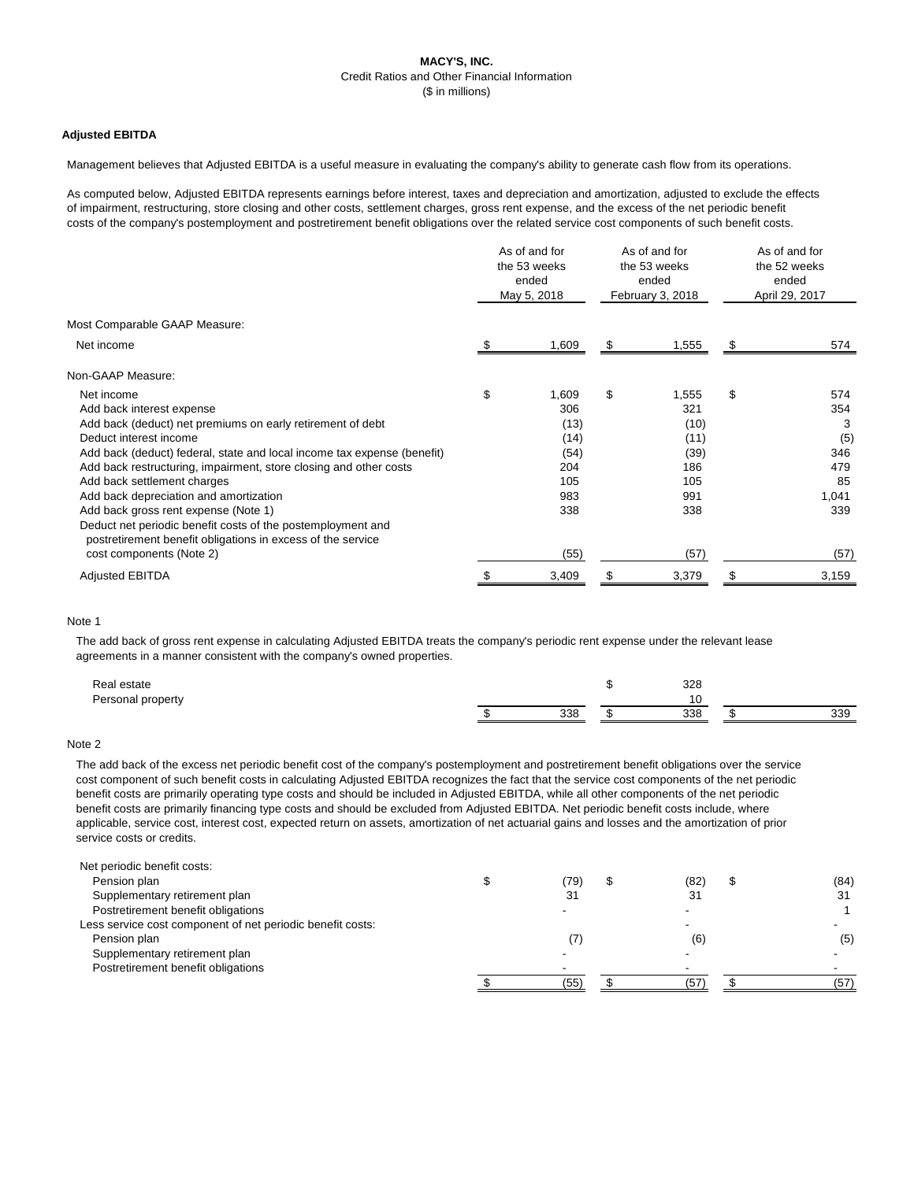**MACY'S, INC.**
Credit Ratios and Other Financial Information
($ in millions)

**Adjusted EBITDA**

Management believes that Adjusted EBITDA is a useful measure in evaluating the company's ability to generate cash flow from its operations.

As computed below, Adjusted EBITDA represents earnings before interest, taxes and depreciation and amortization, adjusted to exclude the effects of impairment, restructuring, store closing and other costs, settlement charges, gross rent expense, and the excess of the net periodic benefit costs of the company's postemployment and postretirement benefit obligations over the related service cost components of such benefit costs.

| | As of and for the 53 weeks ended May 5, 2018 | As of and for the 53 weeks ended February 3, 2018 | As of and for the 52 weeks ended April 29, 2017 |
|---|---|---|---|
| Most Comparable GAAP Measure: | | | |
| Net income | $ 1,609 | $ 1,555 | $ 574 |
| Non-GAAP Measure: | | | |
| Net income | $ 1,609 | $ 1,555 | $ 574 |
| Add back interest expense | 306 | 321 | 354 |
| Add back (deduct) net premiums on early retirement of debt | (13) | (10) | 3 |
| Deduct interest income | (14) | (11) | (5) |
| Add back (deduct) federal, state and local income tax expense (benefit) | (54) | (39) | 346 |
| Add back restructuring, impairment, store closing and other costs | 204 | 186 | 479 |
| Add back settlement charges | 105 | 105 | 85 |
| Add back depreciation and amortization | 983 | 991 | 1,041 |
| Add back gross rent expense (Note 1) | 338 | 338 | 339 |
| Deduct net periodic benefit costs of the postemployment and postretirement benefit obligations in excess of the service cost components (Note 2) | (55) | (57) | (57) |
| Adjusted EBITDA | $ 3,409 | $ 3,379 | $ 3,159 |

Note 1

The add back of gross rent expense in calculating Adjusted EBITDA treats the company's periodic rent expense under the relevant lease agreements in a manner consistent with the company's owned properties.

| | | | |
|---|---|---|---|
| Real estate | | $ 328 | |
| Personal property | | 10 | |
| | $ 338 | $ 338 | $ 339 |

Note 2

The add back of the excess net periodic benefit cost of the company's postemployment and postretirement benefit obligations over the service cost component of such benefit costs in calculating Adjusted EBITDA recognizes the fact that the service cost components of the net periodic benefit costs are primarily operating type costs and should be included in Adjusted EBITDA, while all other components of the net periodic benefit costs are primarily financing type costs and should be excluded from Adjusted EBITDA. Net periodic benefit costs include, where applicable, service cost, interest cost, expected return on assets, amortization of net actuarial gains and losses and the amortization of prior service costs or credits.

| | | | |
|---|---|---|---|
| Net periodic benefit costs: | | | |
| Pension plan | $ (79) | $ (82) | $ (84) |
| Supplementary retirement plan | 31 | 31 | 31 |
| Postretirement benefit obligations | - | - | 1 |
| Less service cost component of net periodic benefit costs: | | - | - |
| Pension plan | (7) | (6) | (5) |
| Supplementary retirement plan | - | - | - |
| Postretirement benefit obligations | - | - | - |
| | $ (55) | $ (57) | $ (57) |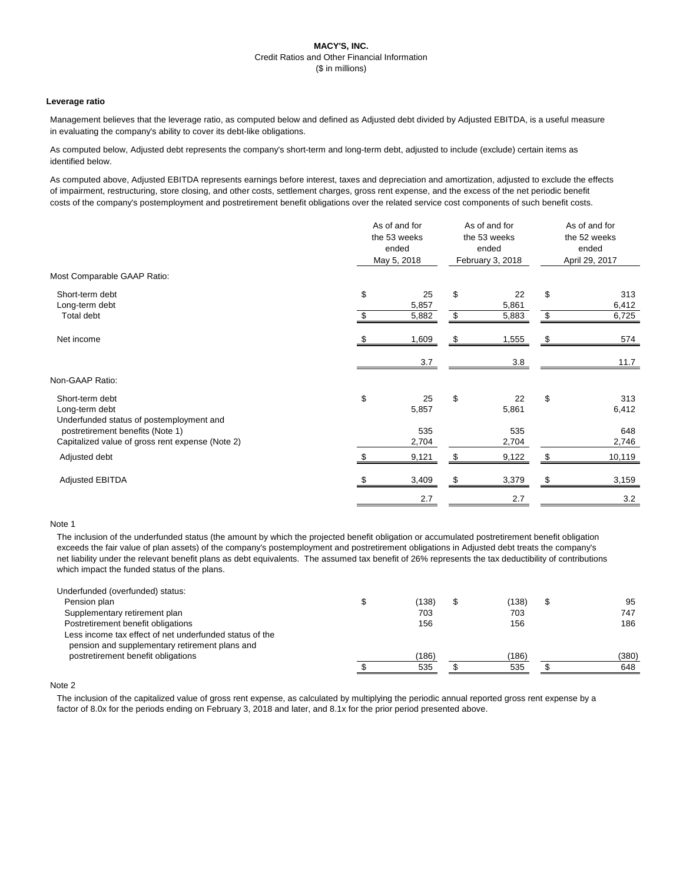**MACY'S, INC.**
Credit Ratios and Other Financial Information
($ in millions)

### Leverage ratio

Management believes that the leverage ratio, as computed below and defined as Adjusted debt divided by Adjusted EBITDA, is a useful measure in evaluating the company's ability to cover its debt-like obligations.

As computed below, Adjusted debt represents the company's short-term and long-term debt, adjusted to include (exclude) certain items as identified below.

As computed above, Adjusted EBITDA represents earnings before interest, taxes and depreciation and amortization, adjusted to exclude the effects of impairment, restructuring, store closing, and other costs, settlement charges, gross rent expense, and the excess of the net periodic benefit costs of the company's postemployment and postretirement benefit obligations over the related service cost components of such benefit costs.

| | As of and for the 53 weeks ended May 5, 2018 | As of and for the 53 weeks ended February 3, 2018 | As of and for the 52 weeks ended April 29, 2017 |
|---|---|---|---|
| Most Comparable GAAP Ratio: | | | |
| Short-term debt | $ 25 | $ 22 | $ 313 |
| Long-term debt | 5,857 | 5,861 | 6,412 |
| Total debt | $ 5,882 | $ 5,883 | $ 6,725 |
| Net income | $ 1,609 | $ 1,555 | $ 574 |
| | 3.7 | 3.8 | 11.7 |
| Non-GAAP Ratio: | | | |
| Short-term debt | $ 25 | $ 22 | $ 313 |
| Long-term debt | 5,857 | 5,861 | 6,412 |
| Underfunded status of postemployment and postretirement benefits (Note 1) | 535 | 535 | 648 |
| Capitalized value of gross rent expense (Note 2) | 2,704 | 2,704 | 2,746 |
| Adjusted debt | $ 9,121 | $ 9,122 | $ 10,119 |
| Adjusted EBITDA | $ 3,409 | $ 3,379 | $ 3,159 |
| | 2.7 | 2.7 | 3.2 |

Note 1

The inclusion of the underfunded status (the amount by which the projected benefit obligation or accumulated postretirement benefit obligation exceeds the fair value of plan assets) of the company's postemployment and postretirement obligations in Adjusted debt treats the company's net liability under the relevant benefit plans as debt equivalents. The assumed tax benefit of 26% represents the tax deductibility of contributions which impact the funded status of the plans.

| | May 5, 2018 | February 3, 2018 | April 29, 2017 |
|---|---|---|---|
| Underfunded (overfunded) status: | | | |
| Pension plan | $ (138) | $ (138) | $ 95 |
| Supplementary retirement plan | 703 | 703 | 747 |
| Postretirement benefit obligations | 156 | 156 | 186 |
| Less income tax effect of net underfunded status of the pension and supplementary retirement plans and postretirement benefit obligations | (186) | (186) | (380) |
| | $ 535 | $ 535 | $ 648 |

Note 2

The inclusion of the capitalized value of gross rent expense, as calculated by multiplying the periodic annual reported gross rent expense by a factor of 8.0x for the periods ending on February 3, 2018 and later, and 8.1x for the prior period presented above.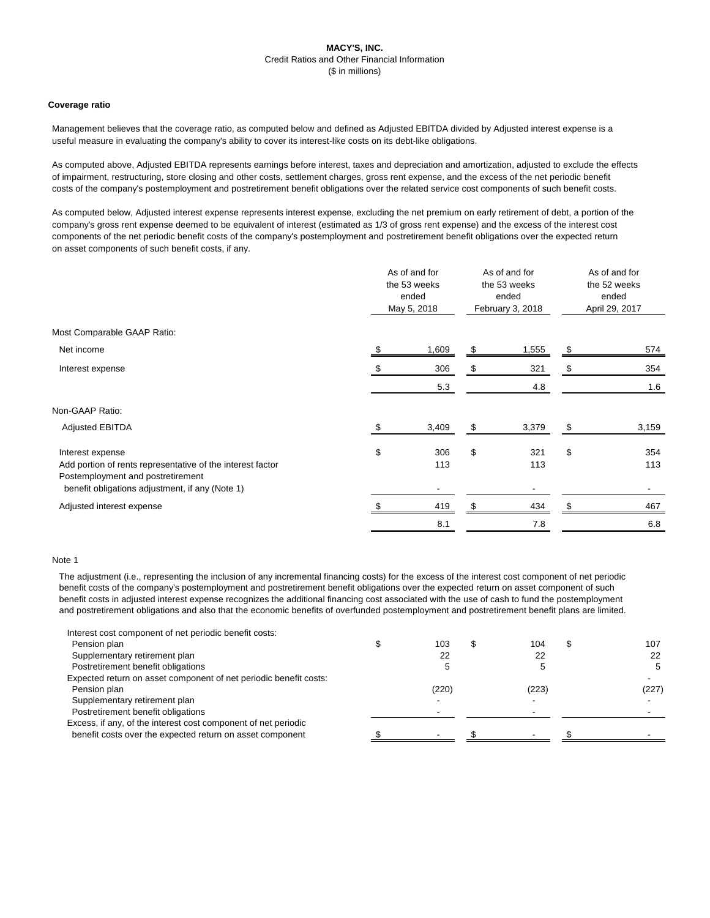**MACY'S, INC.**
Credit Ratios and Other Financial Information
($ in millions)

### Coverage ratio

Management believes that the coverage ratio, as computed below and defined as Adjusted EBITDA divided by Adjusted interest expense is a useful measure in evaluating the company's ability to cover its interest-like costs on its debt-like obligations.

As computed above, Adjusted EBITDA represents earnings before interest, taxes and depreciation and amortization, adjusted to exclude the effects of impairment, restructuring, store closing and other costs, settlement charges, gross rent expense, and the excess of the net periodic benefit costs of the company's postemployment and postretirement benefit obligations over the related service cost components of such benefit costs.

As computed below, Adjusted interest expense represents interest expense, excluding the net premium on early retirement of debt, a portion of the company's gross rent expense deemed to be equivalent of interest (estimated as 1/3 of gross rent expense) and the excess of the interest cost components of the net periodic benefit costs of the company's postemployment and postretirement benefit obligations over the expected return on asset components of such benefit costs, if any.

| | As of and for the 53 weeks ended May 5, 2018 | As of and for the 53 weeks ended February 3, 2018 | As of and for the 52 weeks ended April 29, 2017 |
|---|---|---|---|
| Most Comparable GAAP Ratio: | | | |
| Net income | $ 1,609 | $ 1,555 | $ 574 |
| Interest expense | $ 306 | $ 321 | $ 354 |
| | 5.3 | 4.8 | 1.6 |
| Non-GAAP Ratio: | | | |
| Adjusted EBITDA | $ 3,409 | $ 3,379 | $ 3,159 |
| Interest expense | $ 306 | $ 321 | $ 354 |
| Add portion of rents representative of the interest factor | 113 | 113 | 113 |
| Postemployment and postretirement benefit obligations adjustment, if any (Note 1) | - | - | - |
| Adjusted interest expense | $ 419 | $ 434 | $ 467 |
| | 8.1 | 7.8 | 6.8 |

Note 1

The adjustment (i.e., representing the inclusion of any incremental financing costs) for the excess of the interest cost component of net periodic benefit costs of the company's postemployment and postretirement benefit obligations over the expected return on asset component of such benefit costs in adjusted interest expense recognizes the additional financing cost associated with the use of cash to fund the postemployment and postretirement obligations and also that the economic benefits of overfunded postemployment and postretirement benefit plans are limited.

| | | | |
|---|---|---|---|
| Interest cost component of net periodic benefit costs: | | | |
| Pension plan | $ 103 | $ 104 | $ 107 |
| Supplementary retirement plan | 22 | 22 | 22 |
| Postretirement benefit obligations | 5 | 5 | 5 |
| Expected return on asset component of net periodic benefit costs: | | | - |
| Pension plan | (220) | (223) | (227) |
| Supplementary retirement plan | - | - | - |
| Postretirement benefit obligations | - | - | - |
| Excess, if any, of the interest cost component of net periodic benefit costs over the expected return on asset component | $ - | $ - | $ - |